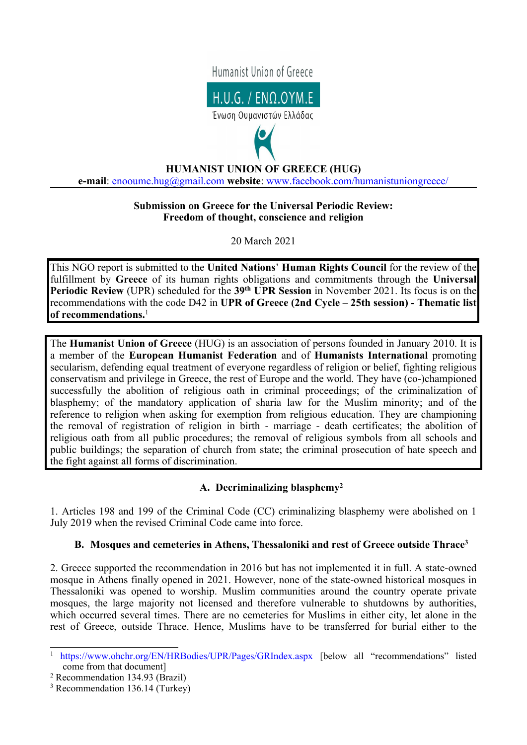Humanist Union of Greece

H.U.G. / ΕΝΩ.ΟΥΜ.Ε

Ένωση Ουμανιστών Ελλάδας

**HUMANIST UNION OF GREECE (HUG)**

**e-mail**: enooume.hug@gmail.com **website**: www.facebook.com/humanistuniongreece/

**Submission on Greece for the Universal Periodic Review: Freedom of thought, conscience and religion**

20 March 2021

This NGO report is submitted to the **United Nations' Human Rights Council** for the review of the fulfillment by **Greece** of its human rights obligations and commitments through the **Universal Periodic Review** (UPR) scheduled for the **39th UPR Session** in November 2021. Its focus is on the recommendations with the code D42 in **UPR of Greece (2nd Cycle – 25th session) - Thematic list of recommendations.**[1]

The **Humanist Union of Greece** (HUG) is an association of persons founded in January 2010. It is a member of the **European Humanist Federation** and of **Humanists International** promoting secularism, defending equal treatment of everyone regardless of religion or belief, fighting religious conservatism and privilege in Greece, the rest of Europe and the world. They have (co-)championed successfully the abolition of religious oath in criminal proceedings; of the criminalization of blasphemy; of the mandatory application of sharia law for the Muslim minority; and of the reference to religion when asking for exemption from religious education. They are championing the removal of registration of religion in birth - marriage - death certificates; the abolition of religious oath from all public procedures; the removal of religious symbols from all schools and public buildings; the separation of church from state; the criminal prosecution of hate speech and the fight against all forms of discrimination.

## A. Decriminalizing blasphemy[2]

1. Articles 198 and 199 of the Criminal Code (CC) criminalizing blasphemy were abolished on 1 July 2019 when the revised Criminal Code came into force.

## B. Mosques and cemeteries in Athens, Thessaloniki and rest of Greece outside Thrace[3]

2. Greece supported the recommendation in 2016 but has not implemented it in full. A state-owned mosque in Athens finally opened in 2021. However, none of the state-owned historical mosques in Thessaloniki was opened to worship. Muslim communities around the country operate private mosques, the large majority not licensed and therefore vulnerable to shutdowns by authorities, which occurred several times. There are no cemeteries for Muslims in either city, let alone in the rest of Greece, outside Thrace. Hence, Muslims have to be transferred for burial either to the

---

[1] https://www.ohchr.org/EN/HRBodies/UPR/Pages/GRIndex.aspx [below all "recommendations" listed come from that document]

[2] Recommendation 134.93 (Brazil)

[3] Recommendation 136.14 (Turkey)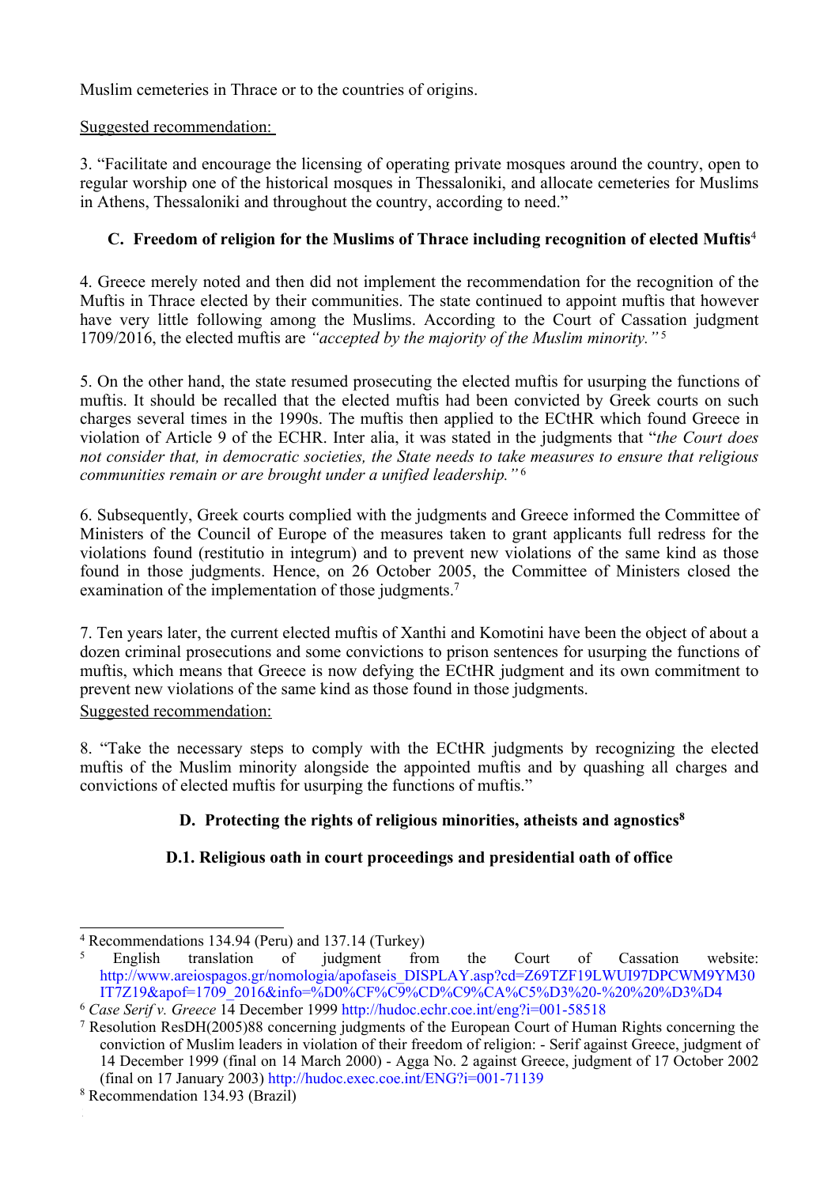Muslim cemeteries in Thrace or to the countries of origins.

Suggested recommendation:

3. "Facilitate and encourage the licensing of operating private mosques around the country, open to regular worship one of the historical mosques in Thessaloniki, and allocate cemeteries for Muslims in Athens, Thessaloniki and throughout the country, according to need."

### C. Freedom of religion for the Muslims of Thrace including recognition of elected Muftis[4]

4. Greece merely noted and then did not implement the recommendation for the recognition of the Muftis in Thrace elected by their communities. The state continued to appoint muftis that however have very little following among the Muslims. According to the Court of Cassation judgment 1709/2016, the elected muftis are *"accepted by the majority of the Muslim minority."*[5]

5. On the other hand, the state resumed prosecuting the elected muftis for usurping the functions of muftis. It should be recalled that the elected muftis had been convicted by Greek courts on such charges several times in the 1990s. The muftis then applied to the ECtHR which found Greece in violation of Article 9 of the ECHR. Inter alia, it was stated in the judgments that "*the Court does not consider that, in democratic societies, the State needs to take measures to ensure that religious communities remain or are brought under a unified leadership."*[6]

6. Subsequently, Greek courts complied with the judgments and Greece informed the Committee of Ministers of the Council of Europe of the measures taken to grant applicants full redress for the violations found (restitutio in integrum) and to prevent new violations of the same kind as those found in those judgments. Hence, on 26 October 2005, the Committee of Ministers closed the examination of the implementation of those judgments.[7]

7. Ten years later, the current elected muftis of Xanthi and Komotini have been the object of about a dozen criminal prosecutions and some convictions to prison sentences for usurping the functions of muftis, which means that Greece is now defying the ECtHR judgment and its own commitment to prevent new violations of the same kind as those found in those judgments.

Suggested recommendation:

8. "Take the necessary steps to comply with the ECtHR judgments by recognizing the elected muftis of the Muslim minority alongside the appointed muftis and by quashing all charges and convictions of elected muftis for usurping the functions of muftis."

### D. Protecting the rights of religious minorities, atheists and agnostics[8]

#### D.1. Religious oath in court proceedings and presidential oath of office

---

[4] Recommendations 134.94 (Peru) and 137.14 (Turkey)

[5] English translation of judgment from the Court of Cassation website: http://www.areiospagos.gr/nomologia/apofaseis_DISPLAY.asp?cd=Z69TZF19LWUI97DPCWM9YM30IT7Z19&apof=1709_2016&info=%D0%CF%C9%CD%C9%CA%C5%D3%20-%20%20%D3%D4

[6] *Case Serif v. Greece* 14 December 1999 http://hudoc.echr.coe.int/eng?i=001-58518

[7] Resolution ResDH(2005)88 concerning judgments of the European Court of Human Rights concerning the conviction of Muslim leaders in violation of their freedom of religion: - Serif against Greece, judgment of 14 December 1999 (final on 14 March 2000) - Agga No. 2 against Greece, judgment of 17 October 2002 (final on 17 January 2003) http://hudoc.exec.coe.int/ENG?i=001-71139

[8] Recommendation 134.93 (Brazil)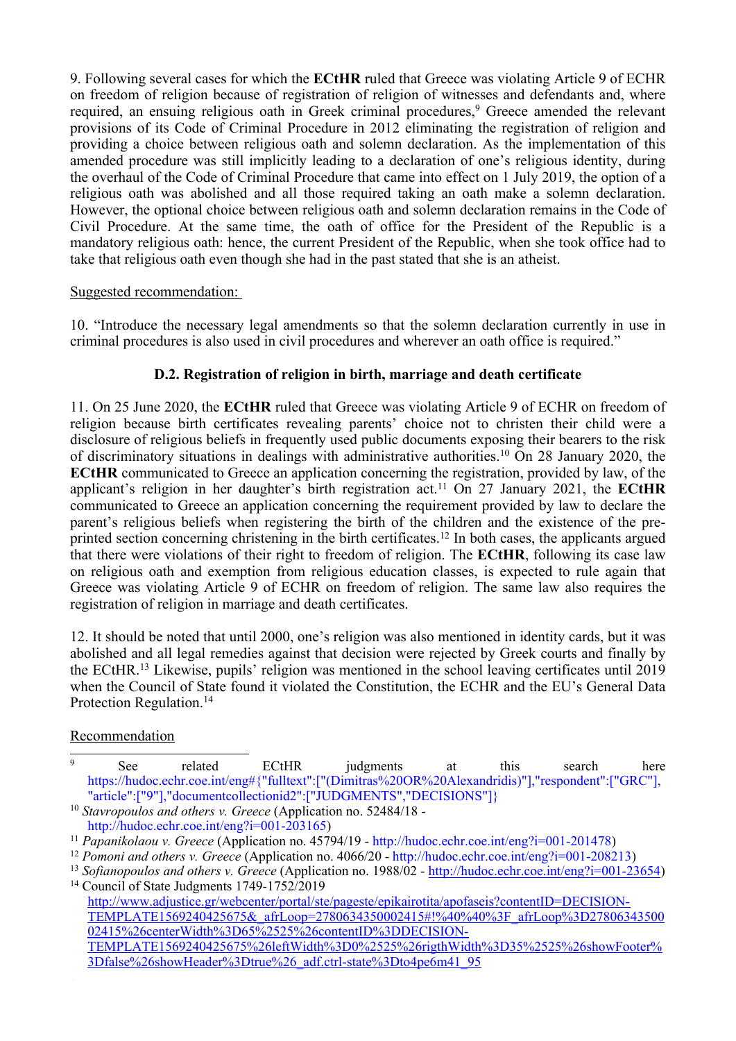9. Following several cases for which the **ECtHR** ruled that Greece was violating Article 9 of ECHR on freedom of religion because of registration of religion of witnesses and defendants and, where required, an ensuing religious oath in Greek criminal procedures,[9] Greece amended the relevant provisions of its Code of Criminal Procedure in 2012 eliminating the registration of religion and providing a choice between religious oath and solemn declaration. As the implementation of this amended procedure was still implicitly leading to a declaration of one's religious identity, during the overhaul of the Code of Criminal Procedure that came into effect on 1 July 2019, the option of a religious oath was abolished and all those required taking an oath make a solemn declaration. However, the optional choice between religious oath and solemn declaration remains in the Code of Civil Procedure. At the same time, the oath of office for the President of the Republic is a mandatory religious oath: hence, the current President of the Republic, when she took office had to take that religious oath even though she had in the past stated that she is an atheist.

Suggested recommendation:

10. "Introduce the necessary legal amendments so that the solemn declaration currently in use in criminal procedures is also used in civil procedures and wherever an oath office is required."

### D.2. Registration of religion in birth, marriage and death certificate

11. On 25 June 2020, the **ECtHR** ruled that Greece was violating Article 9 of ECHR on freedom of religion because birth certificates revealing parents' choice not to christen their child were a disclosure of religious beliefs in frequently used public documents exposing their bearers to the risk of discriminatory situations in dealings with administrative authorities.[10] On 28 January 2020, the **ECtHR** communicated to Greece an application concerning the registration, provided by law, of the applicant's religion in her daughter's birth registration act.[11] On 27 January 2021, the **ECtHR** communicated to Greece an application concerning the requirement provided by law to declare the parent's religious beliefs when registering the birth of the children and the existence of the pre-printed section concerning christening in the birth certificates.[12] In both cases, the applicants argued that there were violations of their right to freedom of religion. The **ECtHR**, following its case law on religious oath and exemption from religious education classes, is expected to rule again that Greece was violating Article 9 of ECHR on freedom of religion. The same law also requires the registration of religion in marriage and death certificates.

12. It should be noted that until 2000, one's religion was also mentioned in identity cards, but it was abolished and all legal remedies against that decision were rejected by Greek courts and finally by the ECtHR.[13] Likewise, pupils' religion was mentioned in the school leaving certificates until 2019 when the Council of State found it violated the Constitution, the ECHR and the EU's General Data Protection Regulation.[14]

Recommendation

---

[9] See related ECtHR judgments at this search here https://hudoc.echr.coe.int/eng#{"fulltext":["(Dimitras%20OR%20Alexandridis)"],"respondent":["GRC"],"article":["9"],"documentcollectionid2":["JUDGMENTS","DECISIONS"]}

[10] *Stavropoulos and others v. Greece* (Application no. 52484/18 - http://hudoc.echr.coe.int/eng?i=001-203165)

[11] *Papanikolaou v. Greece* (Application no. 45794/19 - http://hudoc.echr.coe.int/eng?i=001-201478)

[12] *Pomoni and others v. Greece* (Application no. 4066/20 - http://hudoc.echr.coe.int/eng?i=001-208213)

[13] *Sofianopoulos and others v. Greece* (Application no. 1988/02 - http://hudoc.echr.coe.int/eng?i=001-23654)

[14] Council of State Judgments 1749-1752/2019 http://www.adjustice.gr/webcenter/portal/ste/pageste/epikairotita/apofaseis?contentID=DECISION-TEMPLATE1569240425675&_afrLoop=2780634350002415#!%40%40%3F_afrLoop%3D2780634350002415%26centerWidth%3D65%2525%26contentID%3DDECISION-TEMPLATE1569240425675%26leftWidth%3D0%2525%26rigthWidth%3D35%2525%26showFooter%3Dfalse%26showHeader%3Dtrue%26_adf.ctrl-state%3Dto4pe6m41_95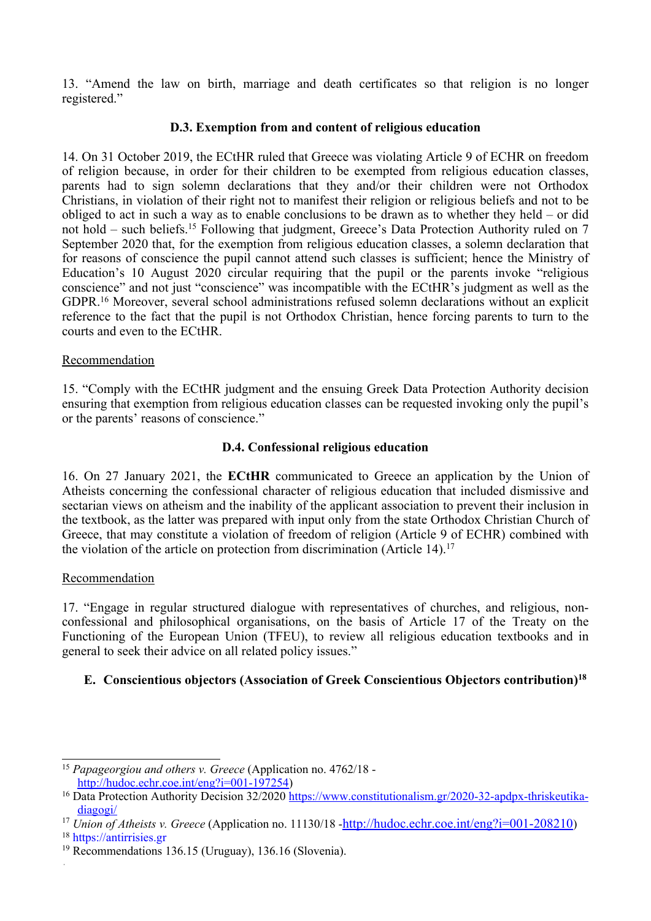13. "Amend the law on birth, marriage and death certificates so that religion is no longer registered."

### D.3. Exemption from and content of religious education

14. On 31 October 2019, the ECtHR ruled that Greece was violating Article 9 of ECHR on freedom of religion because, in order for their children to be exempted from religious education classes, parents had to sign solemn declarations that they and/or their children were not Orthodox Christians, in violation of their right not to manifest their religion or religious beliefs and not to be obliged to act in such a way as to enable conclusions to be drawn as to whether they held – or did not hold – such beliefs.[15] Following that judgment, Greece's Data Protection Authority ruled on 7 September 2020 that, for the exemption from religious education classes, a solemn declaration that for reasons of conscience the pupil cannot attend such classes is sufficient; hence the Ministry of Education's 10 August 2020 circular requiring that the pupil or the parents invoke "religious conscience" and not just "conscience" was incompatible with the ECtHR's judgment as well as the GDPR.[16] Moreover, several school administrations refused solemn declarations without an explicit reference to the fact that the pupil is not Orthodox Christian, hence forcing parents to turn to the courts and even to the ECtHR.

Recommendation

15. "Comply with the ECtHR judgment and the ensuing Greek Data Protection Authority decision ensuring that exemption from religious education classes can be requested invoking only the pupil's or the parents' reasons of conscience."

### D.4. Confessional religious education

16. On 27 January 2021, the **ECtHR** communicated to Greece an application by the Union of Atheists concerning the confessional character of religious education that included dismissive and sectarian views on atheism and the inability of the applicant association to prevent their inclusion in the textbook, as the latter was prepared with input only from the state Orthodox Christian Church of Greece, that may constitute a violation of freedom of religion (Article 9 of ECHR) combined with the violation of the article on protection from discrimination (Article 14).[17]

Recommendation

17. "Engage in regular structured dialogue with representatives of churches, and religious, non-confessional and philosophical organisations, on the basis of Article 17 of the Treaty on the Functioning of the European Union (TFEU), to review all religious education textbooks and in general to seek their advice on all related policy issues."

## E. Conscientious objectors (Association of Greek Conscientious Objectors contribution)[18]

---

[15] *Papageorgiou and others v. Greece* (Application no. 4762/18 - http://hudoc.echr.coe.int/eng?i=001-197254)

[16] Data Protection Authority Decision 32/2020 https://www.constitutionalism.gr/2020-32-apdpx-thriskeutika-diagogi/

[17] *Union of Atheists v. Greece* (Application no. 11130/18 -http://hudoc.echr.coe.int/eng?i=001-208210)

[18] https://antirrisies.gr

[19] Recommendations 136.15 (Uruguay), 136.16 (Slovenia).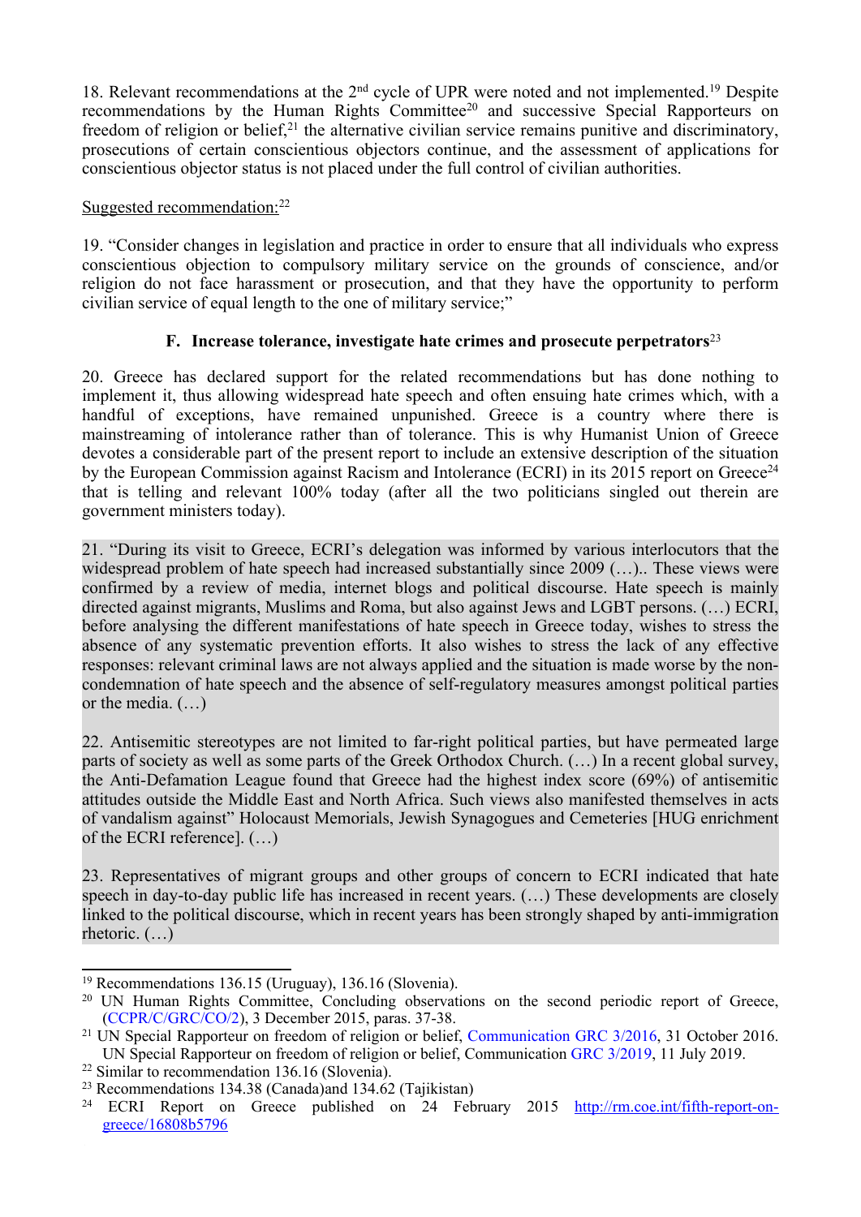18. Relevant recommendations at the 2nd cycle of UPR were noted and not implemented.[19] Despite recommendations by the Human Rights Committee[20] and successive Special Rapporteurs on freedom of religion or belief,[21] the alternative civilian service remains punitive and discriminatory, prosecutions of certain conscientious objectors continue, and the assessment of applications for conscientious objector status is not placed under the full control of civilian authorities.

Suggested recommendation:[22]

19. "Consider changes in legislation and practice in order to ensure that all individuals who express conscientious objection to compulsory military service on the grounds of conscience, and/or religion do not face harassment or prosecution, and that they have the opportunity to perform civilian service of equal length to the one of military service;"

### F. Increase tolerance, investigate hate crimes and prosecute perpetrators[23]

20. Greece has declared support for the related recommendations but has done nothing to implement it, thus allowing widespread hate speech and often ensuing hate crimes which, with a handful of exceptions, have remained unpunished. Greece is a country where there is mainstreaming of intolerance rather than of tolerance. This is why Humanist Union of Greece devotes a considerable part of the present report to include an extensive description of the situation by the European Commission against Racism and Intolerance (ECRI) in its 2015 report on Greece[24] that is telling and relevant 100% today (after all the two politicians singled out therein are government ministers today).

21. "During its visit to Greece, ECRI's delegation was informed by various interlocutors that the widespread problem of hate speech had increased substantially since 2009 (…).. These views were confirmed by a review of media, internet blogs and political discourse. Hate speech is mainly directed against migrants, Muslims and Roma, but also against Jews and LGBT persons. (…) ECRI, before analysing the different manifestations of hate speech in Greece today, wishes to stress the absence of any systematic prevention efforts. It also wishes to stress the lack of any effective responses: relevant criminal laws are not always applied and the situation is made worse by the non-condemnation of hate speech and the absence of self-regulatory measures amongst political parties or the media. (…)

22. Antisemitic stereotypes are not limited to far-right political parties, but have permeated large parts of society as well as some parts of the Greek Orthodox Church. (…) In a recent global survey, the Anti-Defamation League found that Greece had the highest index score (69%) of antisemitic attitudes outside the Middle East and North Africa. Such views also manifested themselves in acts of vandalism against" Holocaust Memorials, Jewish Synagogues and Cemeteries [HUG enrichment of the ECRI reference]. (…)

23. Representatives of migrant groups and other groups of concern to ECRI indicated that hate speech in day-to-day public life has increased in recent years. (…) These developments are closely linked to the political discourse, which in recent years has been strongly shaped by anti-immigration rhetoric. (…)

---

[19] Recommendations 136.15 (Uruguay), 136.16 (Slovenia).

[20] UN Human Rights Committee, Concluding observations on the second periodic report of Greece, (CCPR/C/GRC/CO/2), 3 December 2015, paras. 37-38.

[21] UN Special Rapporteur on freedom of religion or belief, Communication GRC 3/2016, 31 October 2016. UN Special Rapporteur on freedom of religion or belief, Communication GRC 3/2019, 11 July 2019.

[22] Similar to recommendation 136.16 (Slovenia).

[23] Recommendations 134.38 (Canada)and 134.62 (Tajikistan)

[24] ECRI Report on Greece published on 24 February 2015 http://rm.coe.int/fifth-report-on-greece/16808b5796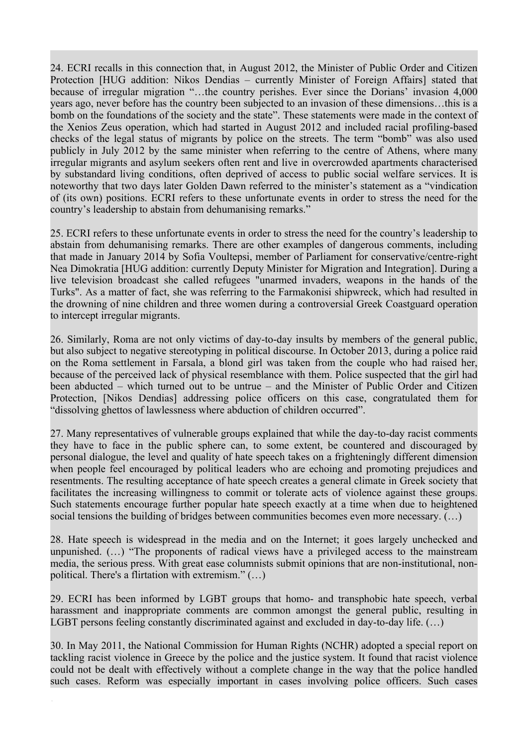24. ECRI recalls in this connection that, in August 2012, the Minister of Public Order and Citizen Protection [HUG addition: Nikos Dendias – currently Minister of Foreign Affairs] stated that because of irregular migration "…the country perishes. Ever since the Dorians' invasion 4,000 years ago, never before has the country been subjected to an invasion of these dimensions…this is a bomb on the foundations of the society and the state". These statements were made in the context of the Xenios Zeus operation, which had started in August 2012 and included racial profiling-based checks of the legal status of migrants by police on the streets. The term "bomb" was also used publicly in July 2012 by the same minister when referring to the centre of Athens, where many irregular migrants and asylum seekers often rent and live in overcrowded apartments characterised by substandard living conditions, often deprived of access to public social welfare services. It is noteworthy that two days later Golden Dawn referred to the minister's statement as a "vindication of (its own) positions. ECRI refers to these unfortunate events in order to stress the need for the country's leadership to abstain from dehumanising remarks."

25. ECRI refers to these unfortunate events in order to stress the need for the country's leadership to abstain from dehumanising remarks. There are other examples of dangerous comments, including that made in January 2014 by Sofia Voultepsi, member of Parliament for conservative/centre-right Nea Dimokratia [HUG addition: currently Deputy Minister for Migration and Integration]. During a live television broadcast she called refugees "unarmed invaders, weapons in the hands of the Turks". As a matter of fact, she was referring to the Farmakonisi shipwreck, which had resulted in the drowning of nine children and three women during a controversial Greek Coastguard operation to intercept irregular migrants.

26. Similarly, Roma are not only victims of day-to-day insults by members of the general public, but also subject to negative stereotyping in political discourse. In October 2013, during a police raid on the Roma settlement in Farsala, a blond girl was taken from the couple who had raised her, because of the perceived lack of physical resemblance with them. Police suspected that the girl had been abducted – which turned out to be untrue – and the Minister of Public Order and Citizen Protection, [Nikos Dendias] addressing police officers on this case, congratulated them for "dissolving ghettos of lawlessness where abduction of children occurred".

27. Many representatives of vulnerable groups explained that while the day-to-day racist comments they have to face in the public sphere can, to some extent, be countered and discouraged by personal dialogue, the level and quality of hate speech takes on a frighteningly different dimension when people feel encouraged by political leaders who are echoing and promoting prejudices and resentments. The resulting acceptance of hate speech creates a general climate in Greek society that facilitates the increasing willingness to commit or tolerate acts of violence against these groups. Such statements encourage further popular hate speech exactly at a time when due to heightened social tensions the building of bridges between communities becomes even more necessary. (…)

28. Hate speech is widespread in the media and on the Internet; it goes largely unchecked and unpunished. (…) "The proponents of radical views have a privileged access to the mainstream media, the serious press. With great ease columnists submit opinions that are non-institutional, non-political. There's a flirtation with extremism." (…)

29. ECRI has been informed by LGBT groups that homo- and transphobic hate speech, verbal harassment and inappropriate comments are common amongst the general public, resulting in LGBT persons feeling constantly discriminated against and excluded in day-to-day life. (…)

30. In May 2011, the National Commission for Human Rights (NCHR) adopted a special report on tackling racist violence in Greece by the police and the justice system. It found that racist violence could not be dealt with effectively without a complete change in the way that the police handled such cases. Reform was especially important in cases involving police officers. Such cases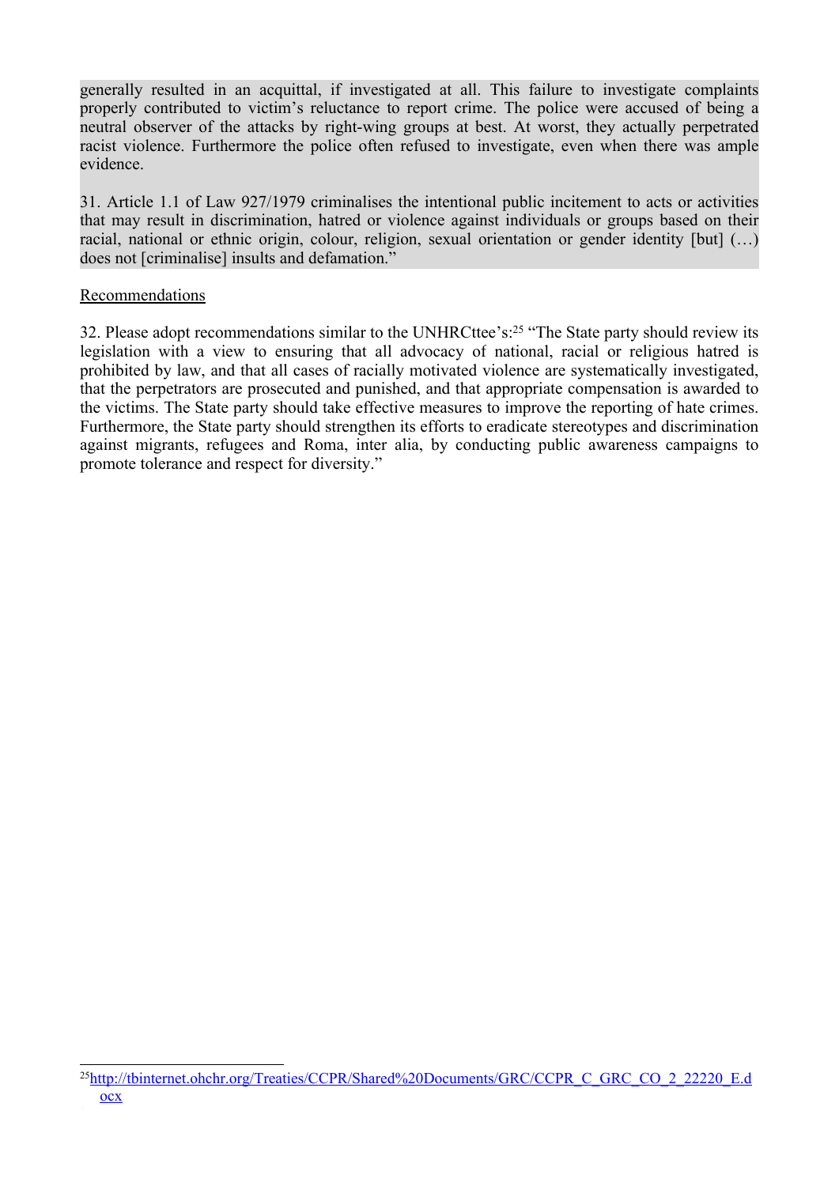generally resulted in an acquittal, if investigated at all. This failure to investigate complaints properly contributed to victim's reluctance to report crime. The police were accused of being a neutral observer of the attacks by right-wing groups at best. At worst, they actually perpetrated racist violence. Furthermore the police often refused to investigate, even when there was ample evidence.

31. Article 1.1 of Law 927/1979 criminalises the intentional public incitement to acts or activities that may result in discrimination, hatred or violence against individuals or groups based on their racial, national or ethnic origin, colour, religion, sexual orientation or gender identity [but] (…) does not [criminalise] insults and defamation."

<u>Recommendations</u>

32. Please adopt recommendations similar to the UNHRCttee's:[25] "The State party should review its legislation with a view to ensuring that all advocacy of national, racial or religious hatred is prohibited by law, and that all cases of racially motivated violence are systematically investigated, that the perpetrators are prosecuted and punished, and that appropriate compensation is awarded to the victims. The State party should take effective measures to improve the reporting of hate crimes. Furthermore, the State party should strengthen its efforts to eradicate stereotypes and discrimination against migrants, refugees and Roma, inter alia, by conducting public awareness campaigns to promote tolerance and respect for diversity."

---

[25] http://tbinternet.ohchr.org/Treaties/CCPR/Shared%20Documents/GRC/CCPR_C_GRC_CO_2_22220_E.docx